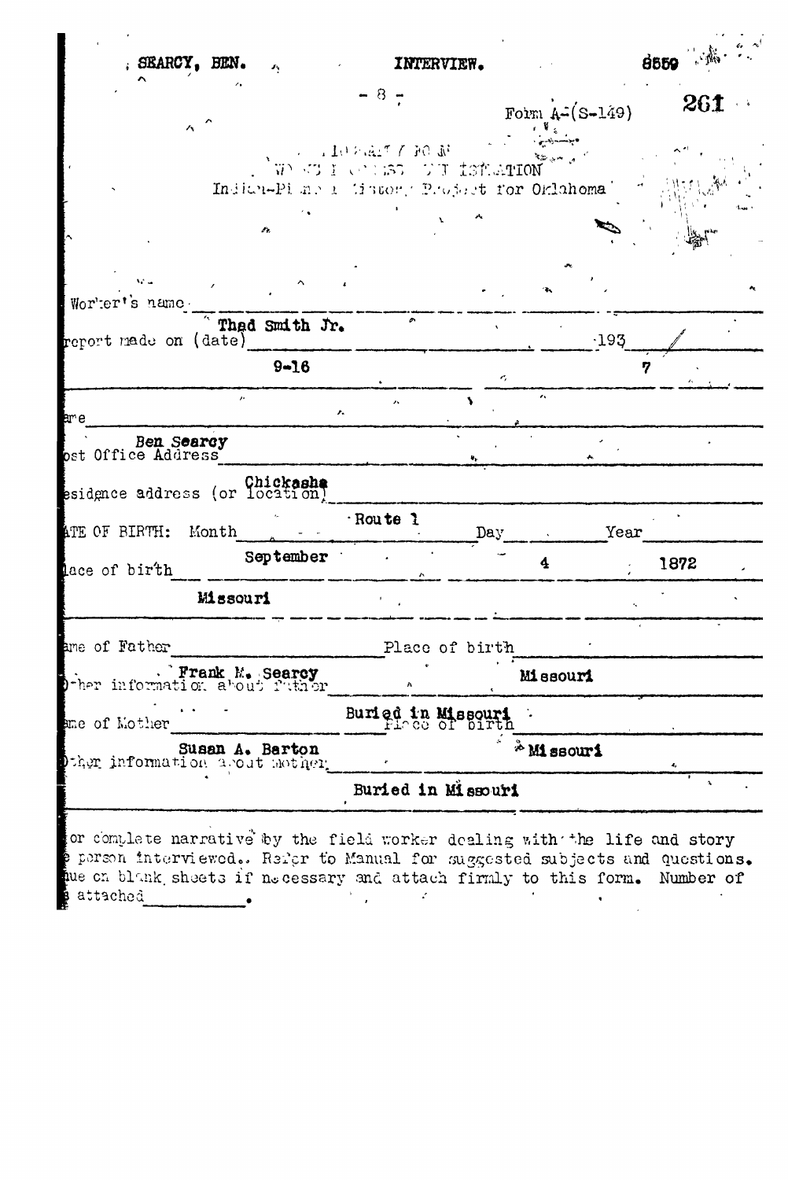SEARCY, BEN. INTERVIEW. 8559

Form A-(S-149)

BIOGRAPHY FORM
WORKS PROGRESS ADMINISTRATION
Indian-Pioneer History Project for Oklahoma

Worker's name: Thad Smith Jr.

Report made on (date): 9-16 1937

Name: Ben Searcy

Post Office Address: Chickasha

Residence address (or location): Route 1

DATE OF BIRTH: Month September Day 4 Year 1872

Place of birth: Missouri

Name of Father: Frank M. Searcy Place of birth: Missouri

Other information about father: Buried in Missouri

Name of Mother: Susan A. Barton Place of birth: Missouri

Other information about mother: Buried in Missouri

Notes or complete narrative by the field worker dealing with the life and story of the person interviewed. Refer to Manual for suggested subjects and questions. Continue on blank sheets if necessary and attach firmly to this form. Number of sheets attached ________.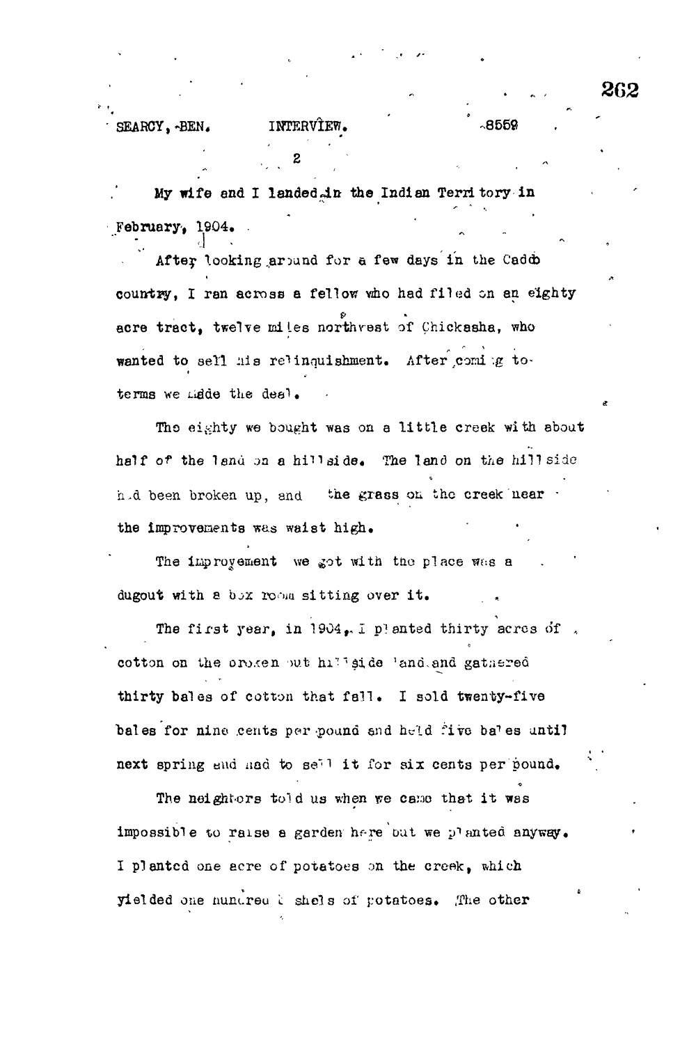My wife and I landed in the Indian Territory in February, 1904.

After looking around for a few days in the Caddo country, I ran across a fellow who had filed on an eighty acre tract, twelve miles northwest of Chickasha, who wanted to sell his relinquishment. After coming to terms we made the deal.

The eighty we bought was on a little creek with about half of the land on a hillside. The land on the hillside had been broken up, and the grass on the creek near the improvements was waist high.

The improvement we got with the place was a dugout with a box room sitting over it.

The first year, in 1904, I planted thirty acres of cotton on the broken out hillside land and gathered thirty bales of cotton that fall. I sold twenty-five bales for nine cents per pound and held five bales until next spring and had to sell it for six cents per pound.

The neighbors told us when we came that it was impossible to raise a garden here but we planted anyway. I planted one acre of potatoes on the creek, which yielded one hundred bushels of potatoes. The other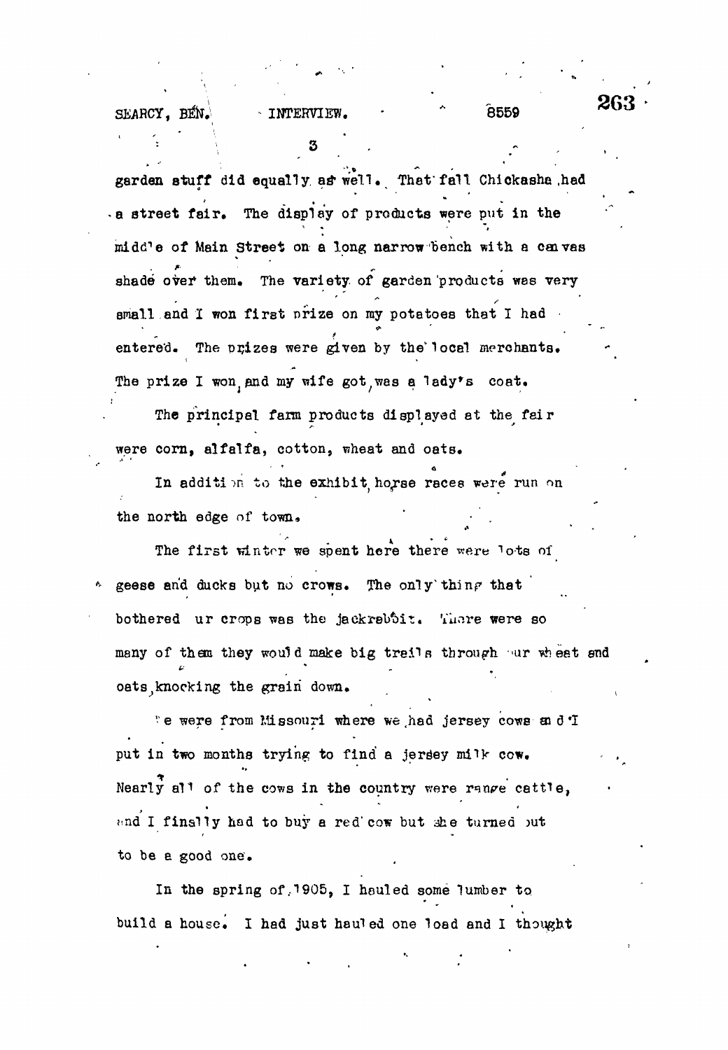garden stuff did equally as well. That fall Chickasha had a street fair. The display of products were put in the middle of Main Street on a long narrow bench with a canvas shade over them. The variety of garden products was very small and I won first prize on my potatoes that I had entered. The prizes were given by the local merchants. The prize I won, and my wife got, was a lady's coat.

The principal farm products displayed at the fair were corn, alfalfa, cotton, wheat and oats.

In addition to the exhibit, horse races were run on the north edge of town.

The first winter we spent here there were lots of geese and ducks but no crows. The only thing that bothered our crops was the jackrabbit. There were so many of them they would make big trails through our wheat and oats, knocking the grain down.

We were from Missouri where we had jersey cows and I put in two months trying to find a jersey milk cow. Nearly all of the cows in the country were range cattle, and I finally had to buy a red cow but she turned out to be a good one.

In the spring of 1905, I hauled some lumber to build a house. I had just hauled one load and I thought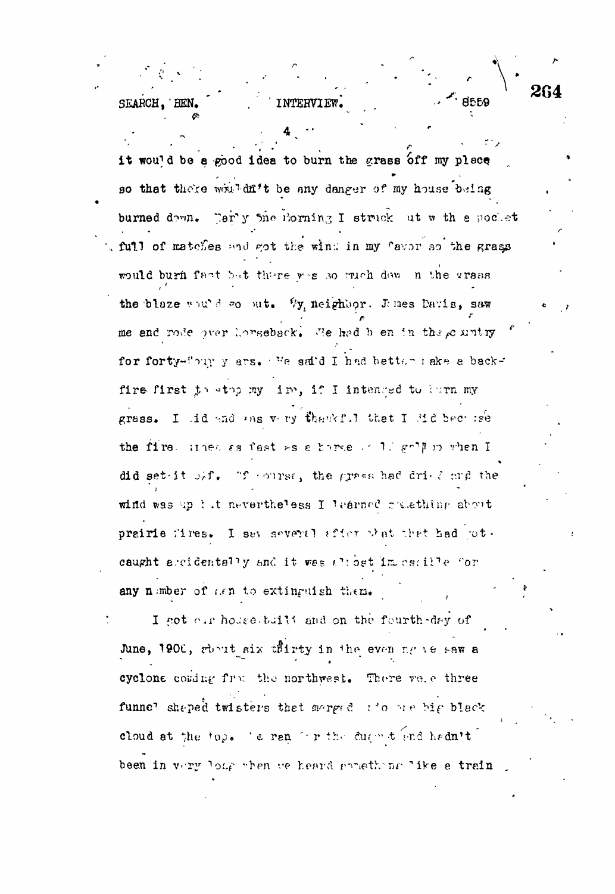it would be a good idea to burn the grass off my place so that there wouldn't be any danger of my house being burned down. Early One morning I struck out with a pocket full of matches and got the wind in my favor so the grass would burn fast but there was so much dew on the grass the blaze would go out. My neighbor, James Davis, saw me and rode over horseback. He had been in the country for forty-four years. He said I had better make a back-fire first to stop my fire, if I intended to burn my grass. I did and was very thankful that I did because the fire spread as fast as a horse could gallop when I did set it off. Of course, the grass had dried and the wind was up but nevertheless I learned something about prairie fires. I saw several after that that had got caught accidentally and it was almost impossible for any number of men to extinguish them.

I got our house built and on the fourth day of June, 1900, about six thirty in the evening we saw a cyclone coming from the northwest. There were three funnel shaped twisters that merged into one big black cloud at the top. We ran for the dugout and hadn't been in very long when we heard something like a train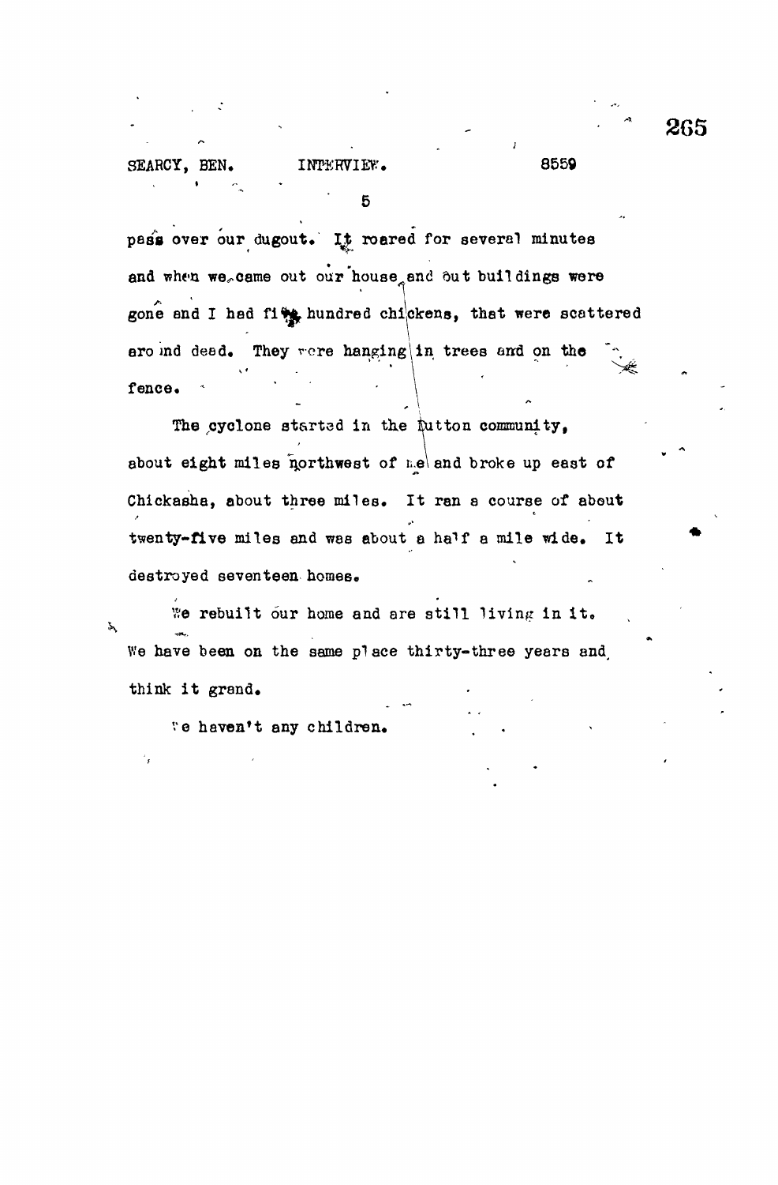pass over our dugout. It roared for several minutes and when we came out our house and out buildings were gone and I had five hundred chickens, that were scattered around dead. They were hanging in trees and on the fence.

The cyclone started in the Tutton community, about eight miles northwest of me and broke up east of Chickasha, about three miles. It ran a course of about twenty-five miles and was about a half a mile wide. It destroyed seventeen homes.

We rebuilt our home and are still living in it. We have been on the same place thirty-three years and think it grand.

We haven't any children.